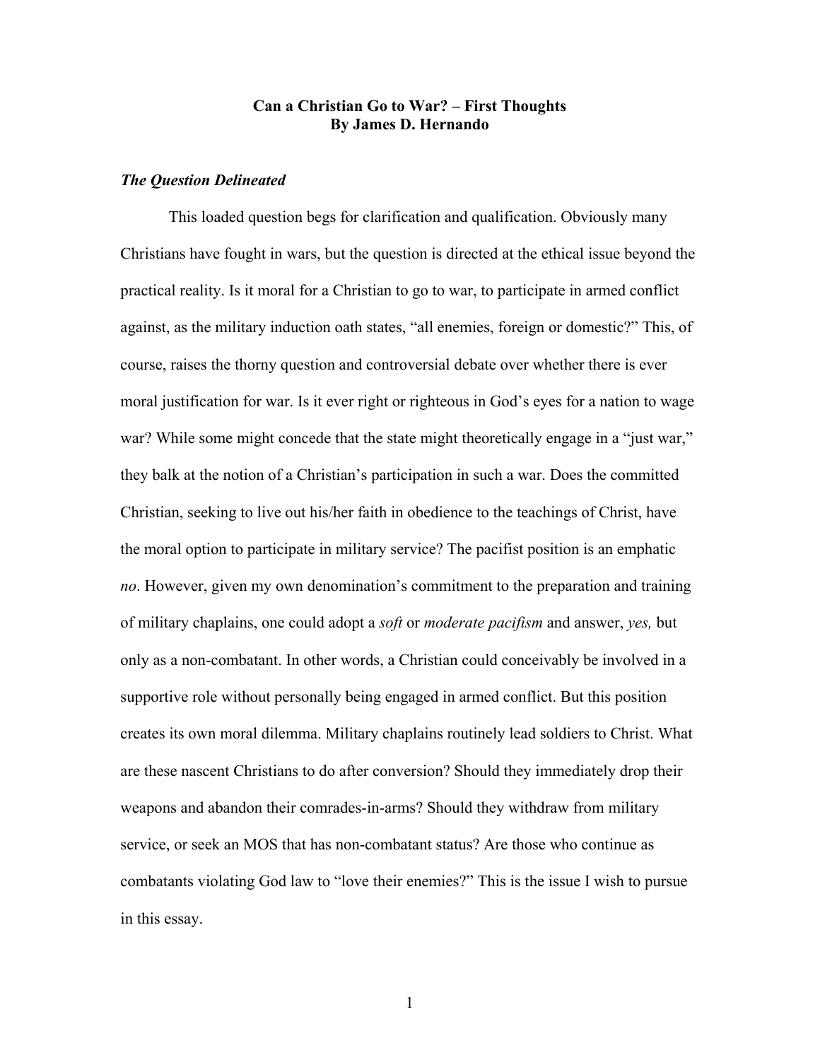# Can a Christian Go to War? – First Thoughts
## By James D. Hernando

### *The Question Delineated*

This loaded question begs for clarification and qualification. Obviously many Christians have fought in wars, but the question is directed at the ethical issue beyond the practical reality. Is it moral for a Christian to go to war, to participate in armed conflict against, as the military induction oath states, "all enemies, foreign or domestic?" This, of course, raises the thorny question and controversial debate over whether there is ever moral justification for war. Is it ever right or righteous in God's eyes for a nation to wage war? While some might concede that the state might theoretically engage in a "just war," they balk at the notion of a Christian's participation in such a war. Does the committed Christian, seeking to live out his/her faith in obedience to the teachings of Christ, have the moral option to participate in military service? The pacifist position is an emphatic *no*. However, given my own denomination's commitment to the preparation and training of military chaplains, one could adopt a *soft* or *moderate pacifism* and answer, *yes,* but only as a non-combatant. In other words, a Christian could conceivably be involved in a supportive role without personally being engaged in armed conflict. But this position creates its own moral dilemma. Military chaplains routinely lead soldiers to Christ. What are these nascent Christians to do after conversion? Should they immediately drop their weapons and abandon their comrades-in-arms? Should they withdraw from military service, or seek an MOS that has non-combatant status? Are those who continue as combatants violating God law to "love their enemies?" This is the issue I wish to pursue in this essay.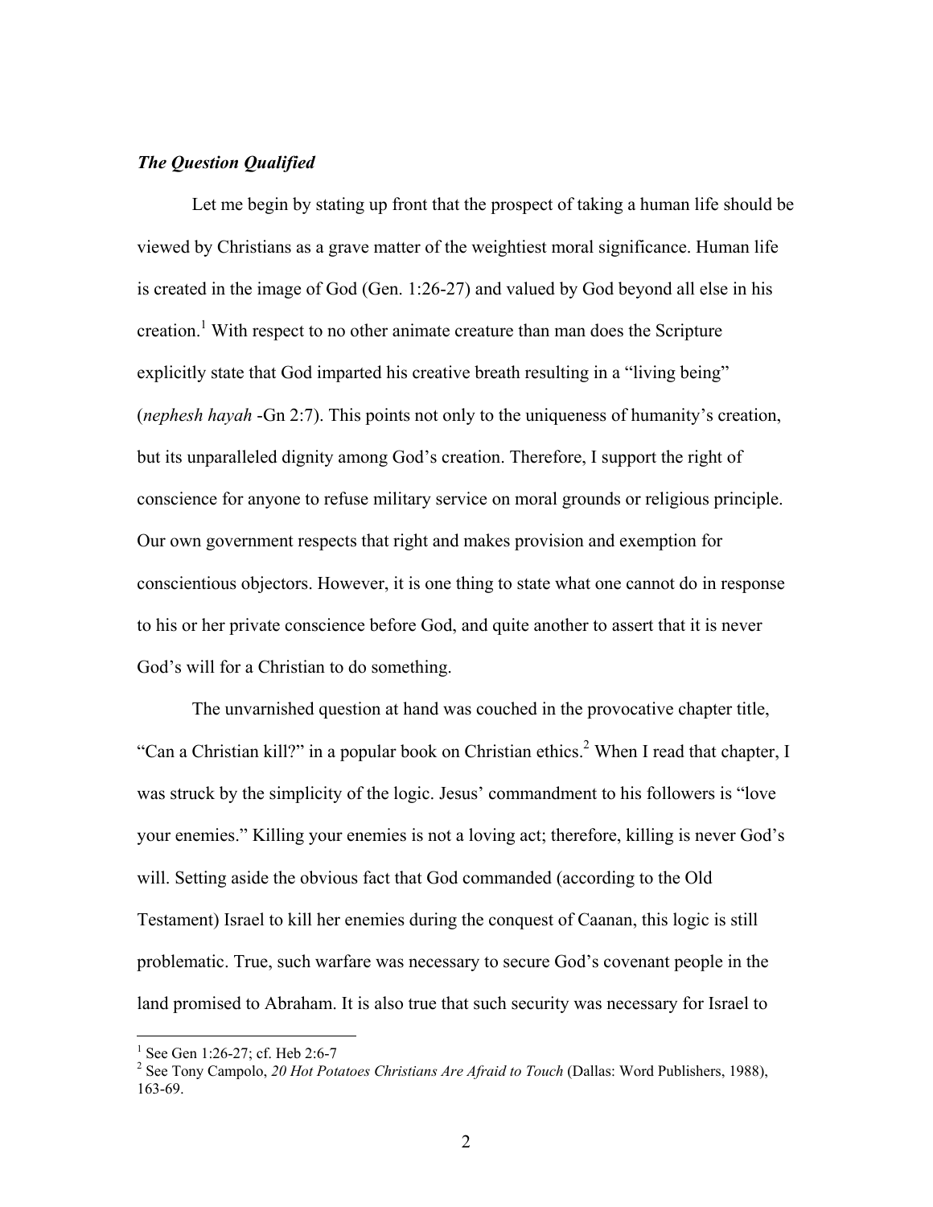***The Question Qualified***

Let me begin by stating up front that the prospect of taking a human life should be viewed by Christians as a grave matter of the weightiest moral significance. Human life is created in the image of God (Gen. 1:26-27) and valued by God beyond all else in his creation.[1] With respect to no other animate creature than man does the Scripture explicitly state that God imparted his creative breath resulting in a "living being" (*nephesh hayah* -Gn 2:7). This points not only to the uniqueness of humanity's creation, but its unparalleled dignity among God's creation. Therefore, I support the right of conscience for anyone to refuse military service on moral grounds or religious principle. Our own government respects that right and makes provision and exemption for conscientious objectors. However, it is one thing to state what one cannot do in response to his or her private conscience before God, and quite another to assert that it is never God's will for a Christian to do something.

The unvarnished question at hand was couched in the provocative chapter title, "Can a Christian kill?" in a popular book on Christian ethics.[2] When I read that chapter, I was struck by the simplicity of the logic. Jesus' commandment to his followers is "love your enemies." Killing your enemies is not a loving act; therefore, killing is never God's will. Setting aside the obvious fact that God commanded (according to the Old Testament) Israel to kill her enemies during the conquest of Caanan, this logic is still problematic. True, such warfare was necessary to secure God's covenant people in the land promised to Abraham. It is also true that such security was necessary for Israel to

---

[1] See Gen 1:26-27; cf. Heb 2:6-7

[2] See Tony Campolo, *20 Hot Potatoes Christians Are Afraid to Touch* (Dallas: Word Publishers, 1988), 163-69.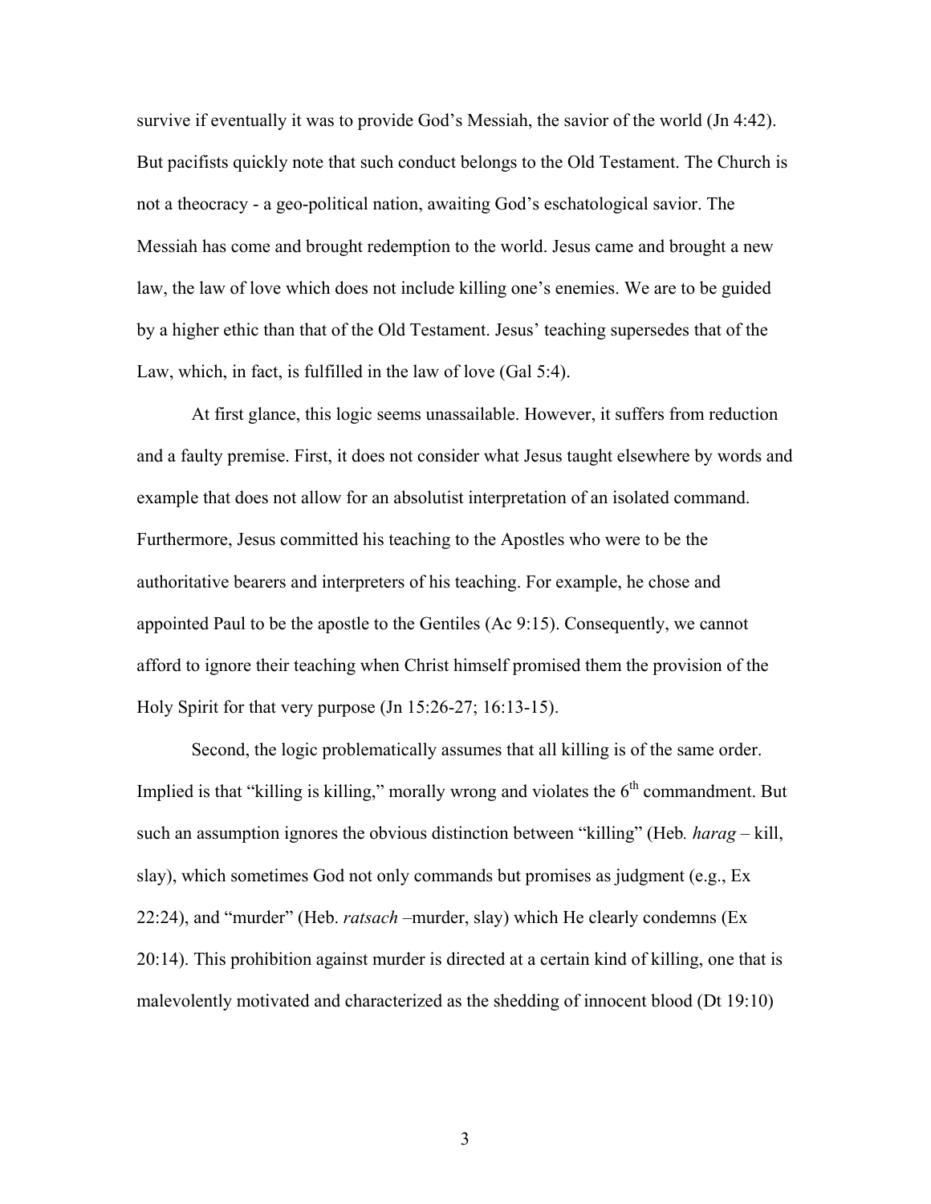survive if eventually it was to provide God's Messiah, the savior of the world (Jn 4:42). But pacifists quickly note that such conduct belongs to the Old Testament. The Church is not a theocracy - a geo-political nation, awaiting God's eschatological savior. The Messiah has come and brought redemption to the world. Jesus came and brought a new law, the law of love which does not include killing one's enemies. We are to be guided by a higher ethic than that of the Old Testament. Jesus' teaching supersedes that of the Law, which, in fact, is fulfilled in the law of love (Gal 5:4).

At first glance, this logic seems unassailable. However, it suffers from reduction and a faulty premise. First, it does not consider what Jesus taught elsewhere by words and example that does not allow for an absolutist interpretation of an isolated command. Furthermore, Jesus committed his teaching to the Apostles who were to be the authoritative bearers and interpreters of his teaching. For example, he chose and appointed Paul to be the apostle to the Gentiles (Ac 9:15). Consequently, we cannot afford to ignore their teaching when Christ himself promised them the provision of the Holy Spirit for that very purpose (Jn 15:26-27; 16:13-15).

Second, the logic problematically assumes that all killing is of the same order. Implied is that "killing is killing," morally wrong and violates the 6th commandment. But such an assumption ignores the obvious distinction between "killing" (Heb. *harag* – kill, slay), which sometimes God not only commands but promises as judgment (e.g., Ex 22:24), and "murder" (Heb. *ratsach* –murder, slay) which He clearly condemns (Ex 20:14). This prohibition against murder is directed at a certain kind of killing, one that is malevolently motivated and characterized as the shedding of innocent blood (Dt 19:10)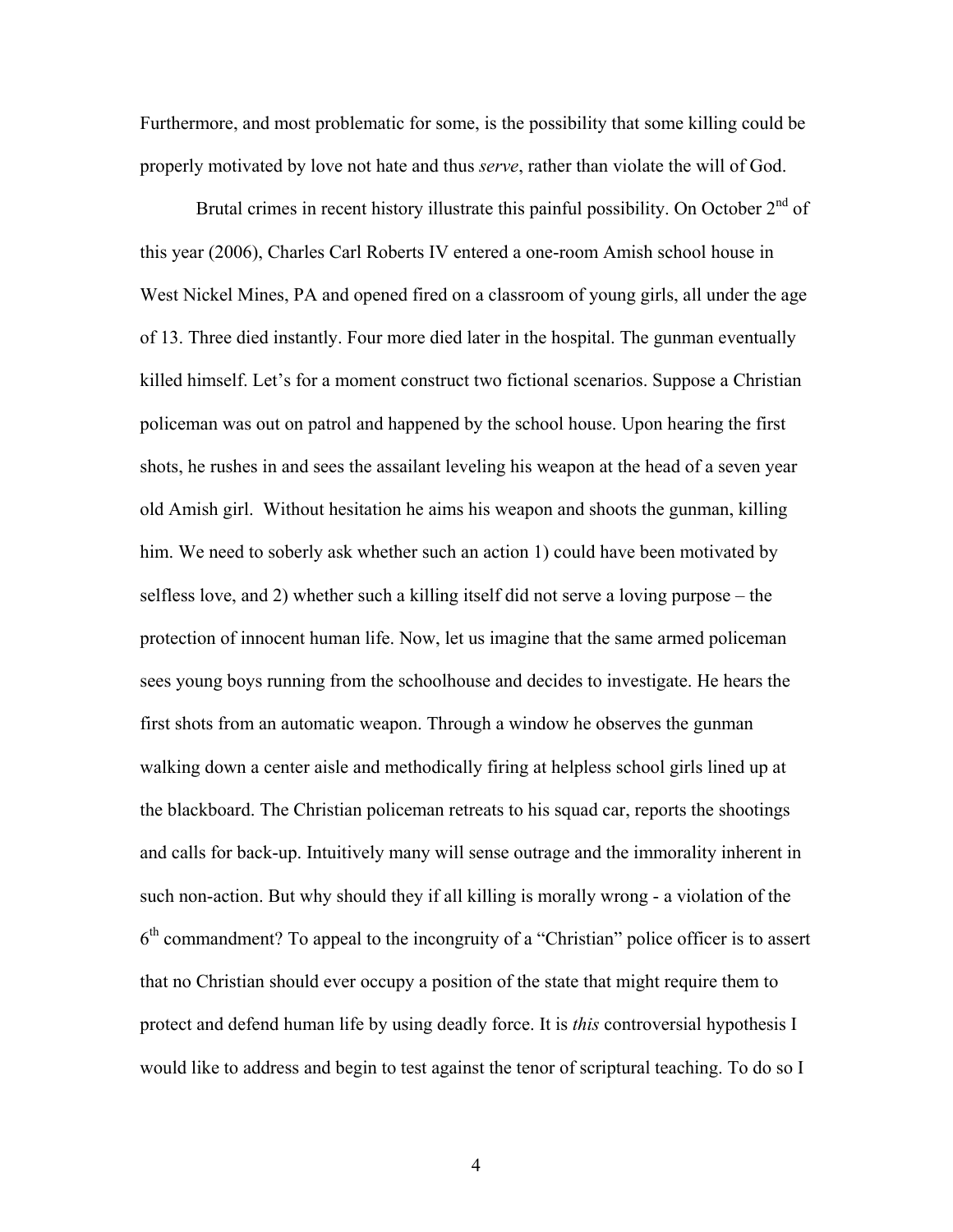Furthermore, and most problematic for some, is the possibility that some killing could be properly motivated by love not hate and thus *serve*, rather than violate the will of God.

Brutal crimes in recent history illustrate this painful possibility. On October 2$^{nd}$ of this year (2006), Charles Carl Roberts IV entered a one-room Amish school house in West Nickel Mines, PA and opened fired on a classroom of young girls, all under the age of 13. Three died instantly. Four more died later in the hospital. The gunman eventually killed himself. Let's for a moment construct two fictional scenarios. Suppose a Christian policeman was out on patrol and happened by the school house. Upon hearing the first shots, he rushes in and sees the assailant leveling his weapon at the head of a seven year old Amish girl. Without hesitation he aims his weapon and shoots the gunman, killing him. We need to soberly ask whether such an action 1) could have been motivated by selfless love, and 2) whether such a killing itself did not serve a loving purpose – the protection of innocent human life. Now, let us imagine that the same armed policeman sees young boys running from the schoolhouse and decides to investigate. He hears the first shots from an automatic weapon. Through a window he observes the gunman walking down a center aisle and methodically firing at helpless school girls lined up at the blackboard. The Christian policeman retreats to his squad car, reports the shootings and calls for back-up. Intuitively many will sense outrage and the immorality inherent in such non-action. But why should they if all killing is morally wrong - a violation of the 6$^{th}$ commandment? To appeal to the incongruity of a "Christian" police officer is to assert that no Christian should ever occupy a position of the state that might require them to protect and defend human life by using deadly force. It is *this* controversial hypothesis I would like to address and begin to test against the tenor of scriptural teaching. To do so I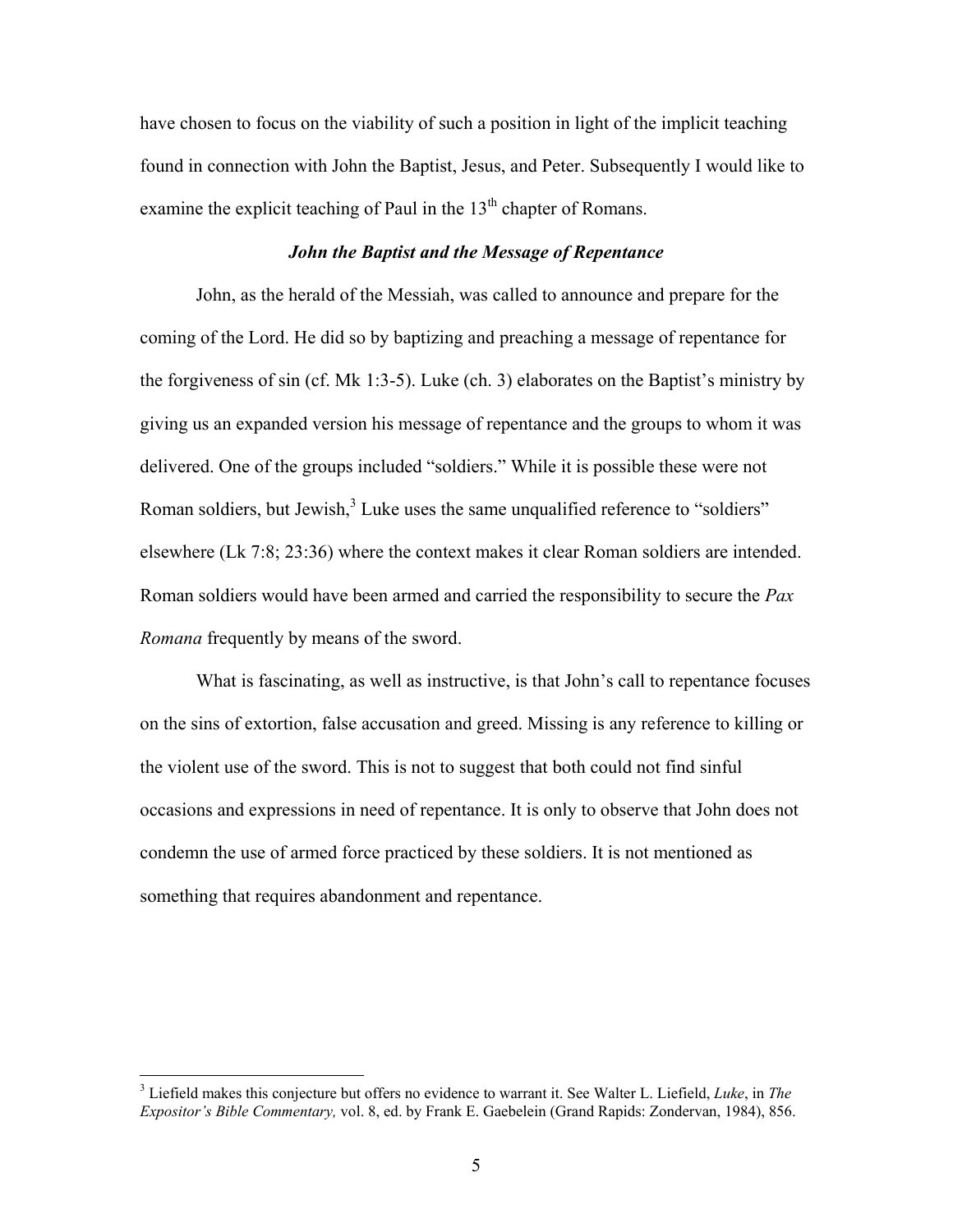have chosen to focus on the viability of such a position in light of the implicit teaching found in connection with John the Baptist, Jesus, and Peter. Subsequently I would like to examine the explicit teaching of Paul in the 13th chapter of Romans.

### *John the Baptist and the Message of Repentance*

John, as the herald of the Messiah, was called to announce and prepare for the coming of the Lord. He did so by baptizing and preaching a message of repentance for the forgiveness of sin (cf. Mk 1:3-5). Luke (ch. 3) elaborates on the Baptist's ministry by giving us an expanded version his message of repentance and the groups to whom it was delivered. One of the groups included "soldiers." While it is possible these were not Roman soldiers, but Jewish,[3] Luke uses the same unqualified reference to "soldiers" elsewhere (Lk 7:8; 23:36) where the context makes it clear Roman soldiers are intended. Roman soldiers would have been armed and carried the responsibility to secure the *Pax Romana* frequently by means of the sword.

What is fascinating, as well as instructive, is that John's call to repentance focuses on the sins of extortion, false accusation and greed. Missing is any reference to killing or the violent use of the sword. This is not to suggest that both could not find sinful occasions and expressions in need of repentance. It is only to observe that John does not condemn the use of armed force practiced by these soldiers. It is not mentioned as something that requires abandonment and repentance.

---

[3] Liefield makes this conjecture but offers no evidence to warrant it. See Walter L. Liefield, *Luke*, in *The Expositor's Bible Commentary,* vol. 8, ed. by Frank E. Gaebelein (Grand Rapids: Zondervan, 1984), 856.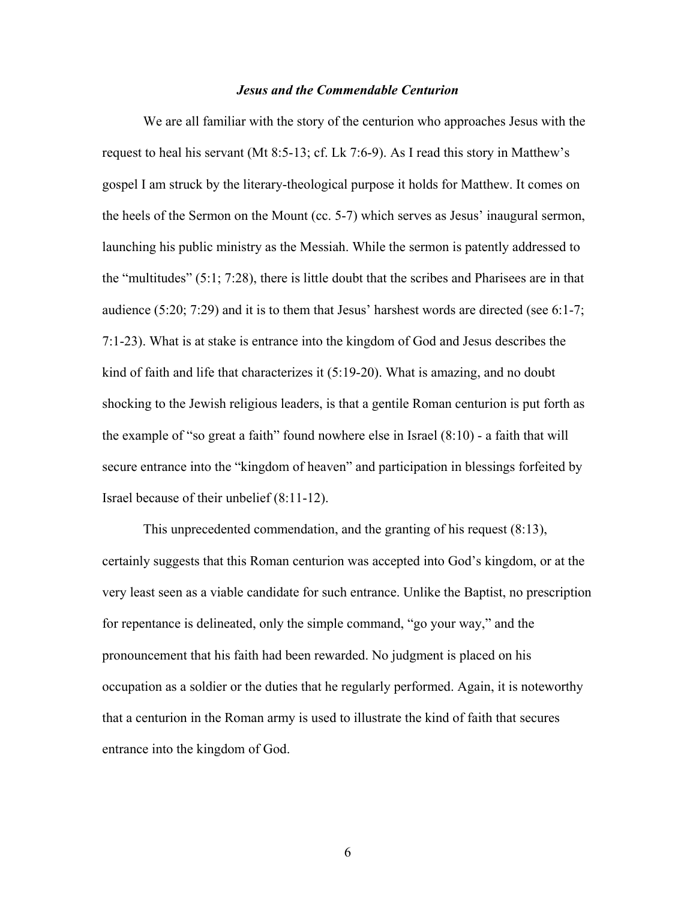### ***Jesus and the Commendable Centurion***

We are all familiar with the story of the centurion who approaches Jesus with the request to heal his servant (Mt 8:5-13; cf. Lk 7:6-9). As I read this story in Matthew's gospel I am struck by the literary-theological purpose it holds for Matthew. It comes on the heels of the Sermon on the Mount (cc. 5-7) which serves as Jesus' inaugural sermon, launching his public ministry as the Messiah. While the sermon is patently addressed to the "multitudes" (5:1; 7:28), there is little doubt that the scribes and Pharisees are in that audience (5:20; 7:29) and it is to them that Jesus' harshest words are directed (see 6:1-7; 7:1-23). What is at stake is entrance into the kingdom of God and Jesus describes the kind of faith and life that characterizes it (5:19-20). What is amazing, and no doubt shocking to the Jewish religious leaders, is that a gentile Roman centurion is put forth as the example of "so great a faith" found nowhere else in Israel (8:10) - a faith that will secure entrance into the "kingdom of heaven" and participation in blessings forfeited by Israel because of their unbelief (8:11-12).

This unprecedented commendation, and the granting of his request (8:13), certainly suggests that this Roman centurion was accepted into God's kingdom, or at the very least seen as a viable candidate for such entrance. Unlike the Baptist, no prescription for repentance is delineated, only the simple command, "go your way," and the pronouncement that his faith had been rewarded. No judgment is placed on his occupation as a soldier or the duties that he regularly performed. Again, it is noteworthy that a centurion in the Roman army is used to illustrate the kind of faith that secures entrance into the kingdom of God.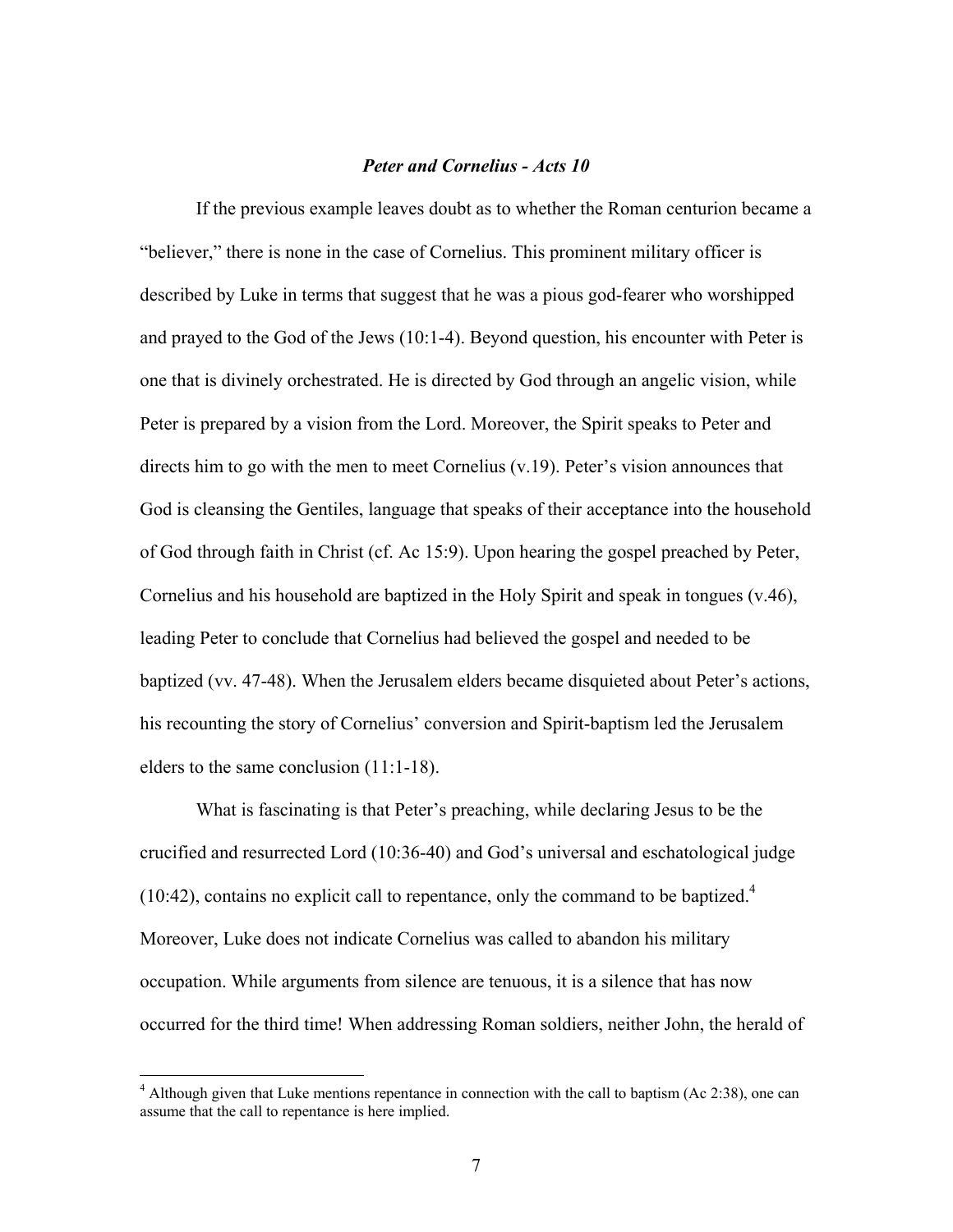### *Peter and Cornelius - Acts 10*

If the previous example leaves doubt as to whether the Roman centurion became a "believer," there is none in the case of Cornelius. This prominent military officer is described by Luke in terms that suggest that he was a pious god-fearer who worshipped and prayed to the God of the Jews (10:1-4). Beyond question, his encounter with Peter is one that is divinely orchestrated. He is directed by God through an angelic vision, while Peter is prepared by a vision from the Lord. Moreover, the Spirit speaks to Peter and directs him to go with the men to meet Cornelius (v.19). Peter's vision announces that God is cleansing the Gentiles, language that speaks of their acceptance into the household of God through faith in Christ (cf. Ac 15:9). Upon hearing the gospel preached by Peter, Cornelius and his household are baptized in the Holy Spirit and speak in tongues (v.46), leading Peter to conclude that Cornelius had believed the gospel and needed to be baptized (vv. 47-48). When the Jerusalem elders became disquieted about Peter's actions, his recounting the story of Cornelius' conversion and Spirit-baptism led the Jerusalem elders to the same conclusion (11:1-18).

What is fascinating is that Peter's preaching, while declaring Jesus to be the crucified and resurrected Lord (10:36-40) and God's universal and eschatological judge (10:42), contains no explicit call to repentance, only the command to be baptized.[4] Moreover, Luke does not indicate Cornelius was called to abandon his military occupation. While arguments from silence are tenuous, it is a silence that has now occurred for the third time! When addressing Roman soldiers, neither John, the herald of

[4] Although given that Luke mentions repentance in connection with the call to baptism (Ac 2:38), one can assume that the call to repentance is here implied.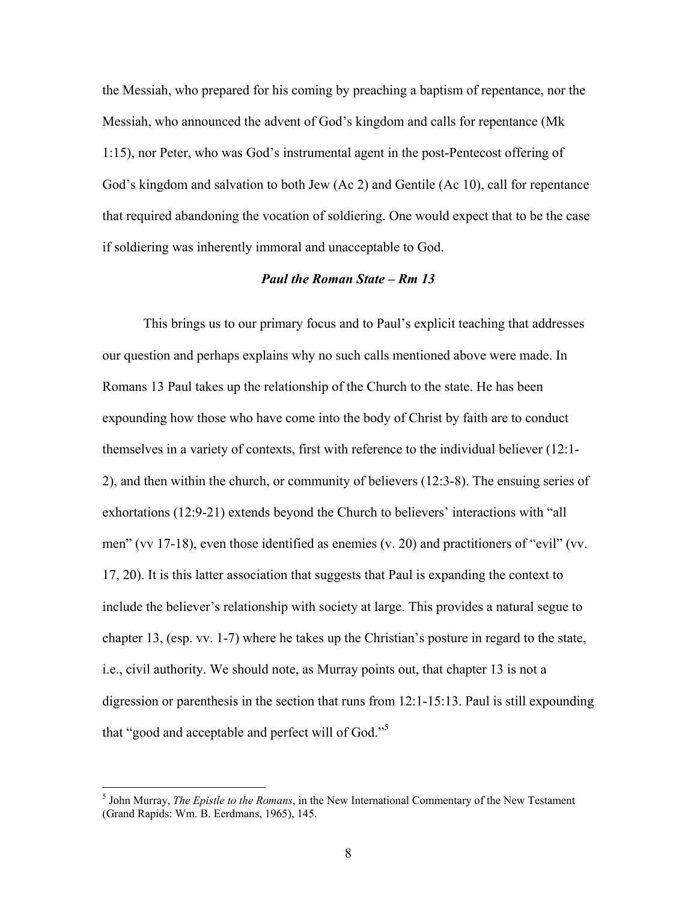the Messiah, who prepared for his coming by preaching a baptism of repentance, nor the Messiah, who announced the advent of God's kingdom and calls for repentance (Mk 1:15), nor Peter, who was God's instrumental agent in the post-Pentecost offering of God's kingdom and salvation to both Jew (Ac 2) and Gentile (Ac 10), call for repentance that required abandoning the vocation of soldiering. One would expect that to be the case if soldiering was inherently immoral and unacceptable to God.

### *Paul the Roman State – Rm 13*

This brings us to our primary focus and to Paul's explicit teaching that addresses our question and perhaps explains why no such calls mentioned above were made. In Romans 13 Paul takes up the relationship of the Church to the state. He has been expounding how those who have come into the body of Christ by faith are to conduct themselves in a variety of contexts, first with reference to the individual believer (12:1-2), and then within the church, or community of believers (12:3-8). The ensuing series of exhortations (12:9-21) extends beyond the Church to believers' interactions with "all men" (vv 17-18), even those identified as enemies (v. 20) and practitioners of "evil" (vv. 17, 20). It is this latter association that suggests that Paul is expanding the context to include the believer's relationship with society at large. This provides a natural segue to chapter 13, (esp. vv. 1-7) where he takes up the Christian's posture in regard to the state, i.e., civil authority. We should note, as Murray points out, that chapter 13 is not a digression or parenthesis in the section that runs from 12:1-15:13. Paul is still expounding that "good and acceptable and perfect will of God."[5]

---

[5] John Murray, *The Epistle to the Romans*, in the New International Commentary of the New Testament (Grand Rapids: Wm. B. Eerdmans, 1965), 145.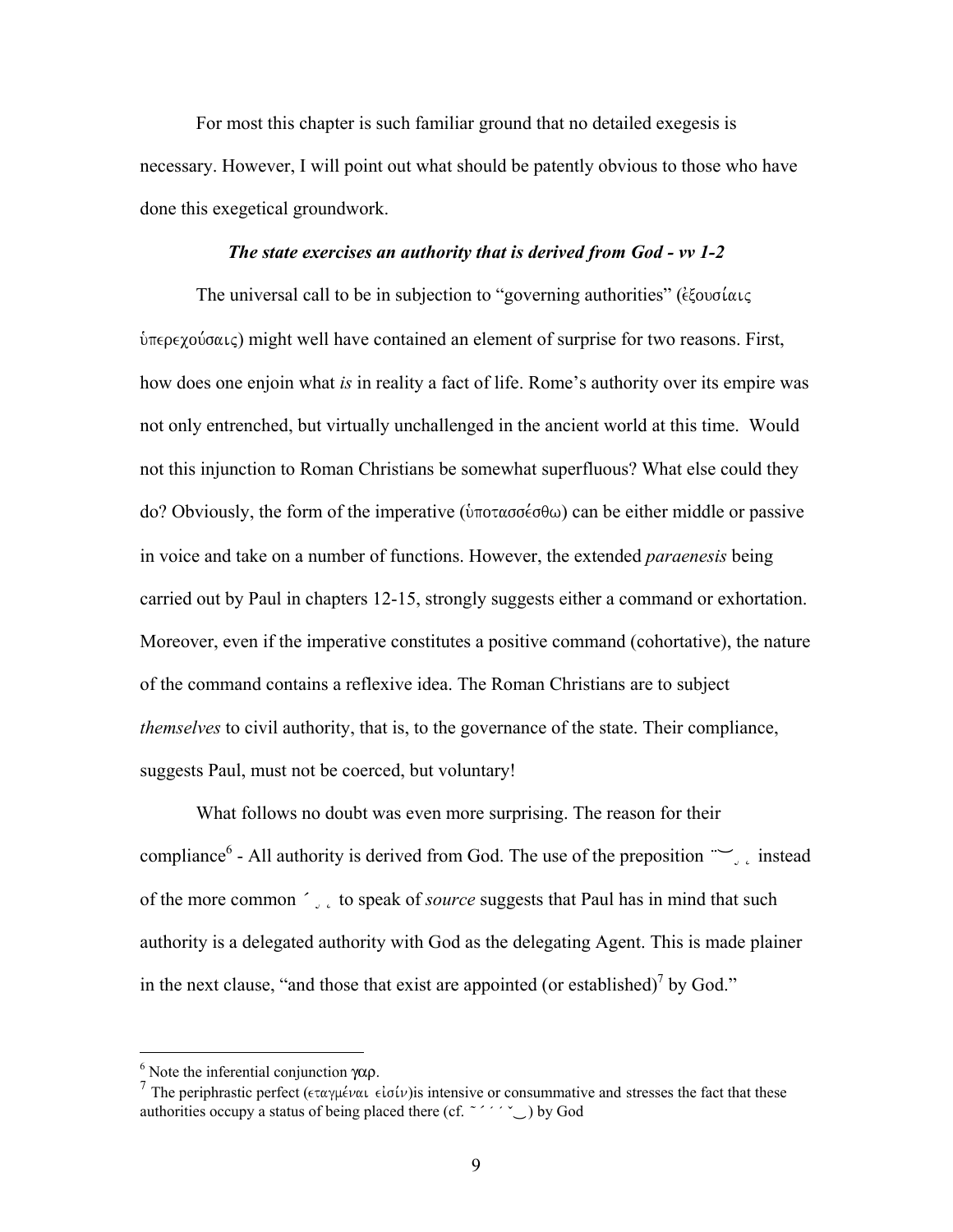For most this chapter is such familiar ground that no detailed exegesis is necessary. However, I will point out what should be patently obvious to those who have done this exegetical groundwork.

### *The state exercises an authority that is derived from God - vv 1-2*

The universal call to be in subjection to "governing authorities" (ἐξουσίαις ὑπερεχούσαις) might well have contained an element of surprise for two reasons. First, how does one enjoin what *is* in reality a fact of life. Rome's authority over its empire was not only entrenched, but virtually unchallenged in the ancient world at this time. Would not this injunction to Roman Christians be somewhat superfluous? What else could they do? Obviously, the form of the imperative (ὑποτασσέσθω) can be either middle or passive in voice and take on a number of functions. However, the extended *paraenesis* being carried out by Paul in chapters 12-15, strongly suggests either a command or exhortation. Moreover, even if the imperative constitutes a positive command (cohortative), the nature of the command contains a reflexive idea. The Roman Christians are to subject *themselves* to civil authority, that is, to the governance of the state. Their compliance, suggests Paul, must not be coerced, but voluntary!

What follows no doubt was even more surprising. The reason for their compliance[6] - All authority is derived from God. The use of the preposition ¨‿ ˛ ˛ instead of the more common ´ ˛ ˛ to speak of *source* suggests that Paul has in mind that such authority is a delegated authority with God as the delegating Agent. This is made plainer in the next clause, "and those that exist are appointed (or established)[7] by God."

---

[6] Note the inferential conjunction γαρ.

[7] The periphrastic perfect (εταγμέναι εἰσίν)is intensive or consummative and stresses the fact that these authorities occupy a status of being placed there (cf. ˜ ´ ´ ´ ˇ‿ ) by God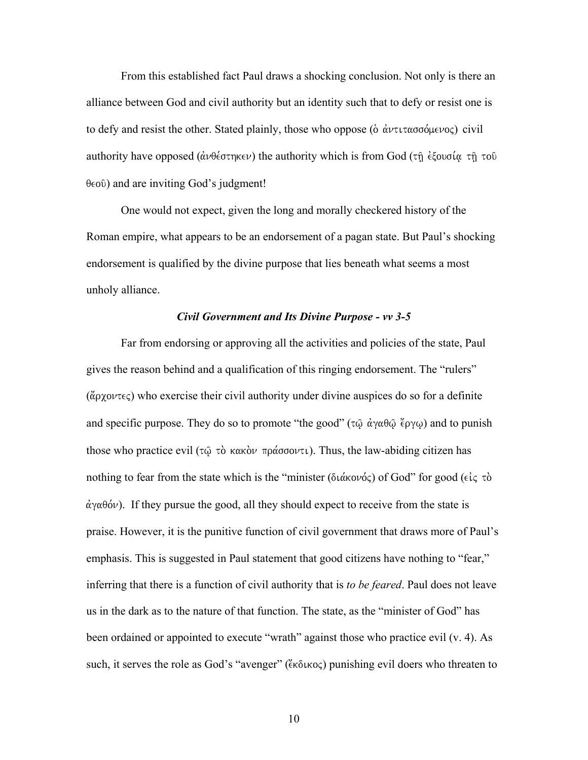From this established fact Paul draws a shocking conclusion. Not only is there an alliance between God and civil authority but an identity such that to defy or resist one is to defy and resist the other. Stated plainly, those who oppose (ὁ ἀντιτασσόμενος) civil authority have opposed (ἀνθέστηκεν) the authority which is from God (τῇ ἐξουσίᾳ τῇ τοῦ θεοῦ) and are inviting God's judgment!

One would not expect, given the long and morally checkered history of the Roman empire, what appears to be an endorsement of a pagan state. But Paul's shocking endorsement is qualified by the divine purpose that lies beneath what seems a most unholy alliance.

### *Civil Government and Its Divine Purpose - vv 3-5*

Far from endorsing or approving all the activities and policies of the state, Paul gives the reason behind and a qualification of this ringing endorsement. The "rulers" (ἄρχοντες) who exercise their civil authority under divine auspices do so for a definite and specific purpose. They do so to promote "the good" (τῷ ἀγαθῷ ἔργῳ) and to punish those who practice evil (τῷ τὸ κακὸν πράσσοντι). Thus, the law-abiding citizen has nothing to fear from the state which is the "minister (διάκονός) of God" for good (εἰς τὸ ἀγαθόν). If they pursue the good, all they should expect to receive from the state is praise. However, it is the punitive function of civil government that draws more of Paul's emphasis. This is suggested in Paul statement that good citizens have nothing to "fear," inferring that there is a function of civil authority that is *to be feared*. Paul does not leave us in the dark as to the nature of that function. The state, as the "minister of God" has been ordained or appointed to execute "wrath" against those who practice evil (v. 4). As such, it serves the role as God's "avenger" (ἔκδικος) punishing evil doers who threaten to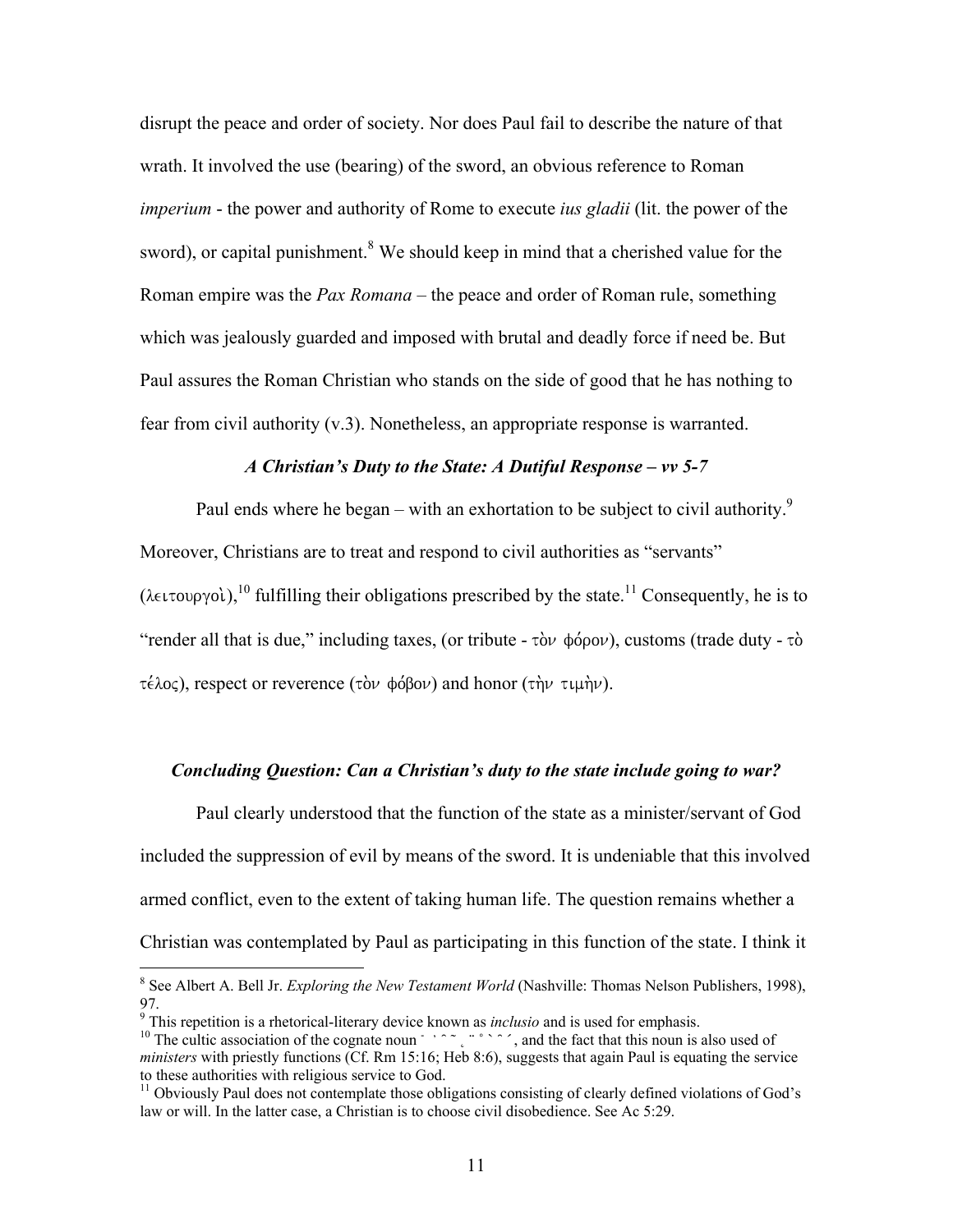disrupt the peace and order of society. Nor does Paul fail to describe the nature of that wrath. It involved the use (bearing) of the sword, an obvious reference to Roman *imperium* - the power and authority of Rome to execute *ius gladii* (lit. the power of the sword), or capital punishment.[8] We should keep in mind that a cherished value for the Roman empire was the *Pax Romana* – the peace and order of Roman rule, something which was jealously guarded and imposed with brutal and deadly force if need be. But Paul assures the Roman Christian who stands on the side of good that he has nothing to fear from civil authority (v.3). Nonetheless, an appropriate response is warranted.

### *A Christian's Duty to the State: A Dutiful Response – vv 5-7*

Paul ends where he began – with an exhortation to be subject to civil authority.[9] Moreover, Christians are to treat and respond to civil authorities as "servants" (λειτουργοὶ),[10] fulfilling their obligations prescribed by the state.[11] Consequently, he is to "render all that is due," including taxes, (or tribute - τὸν φόρον), customs (trade duty - τὸ τέλος), respect or reverence (τὸν φόβον) and honor (τὴν τιμὴν).

### *Concluding Question: Can a Christian's duty to the state include going to war?*

Paul clearly understood that the function of the state as a minister/servant of God included the suppression of evil by means of the sword. It is undeniable that this involved armed conflict, even to the extent of taking human life. The question remains whether a Christian was contemplated by Paul as participating in this function of the state. I think it

---

[8] See Albert A. Bell Jr. *Exploring the New Testament World* (Nashville: Thomas Nelson Publishers, 1998), 97.

[9] This repetition is a rhetorical-literary device known as *inclusio* and is used for emphasis.

[10] The cultic association of the cognate noun ˉ ˋ ˆ ˜ ˛ ¨ ˚ ˋ ˆ ˊ, and the fact that this noun is also used of *ministers* with priestly functions (Cf. Rm 15:16; Heb 8:6), suggests that again Paul is equating the service to these authorities with religious service to God.

[11] Obviously Paul does not contemplate those obligations consisting of clearly defined violations of God's law or will. In the latter case, a Christian is to choose civil disobedience. See Ac 5:29.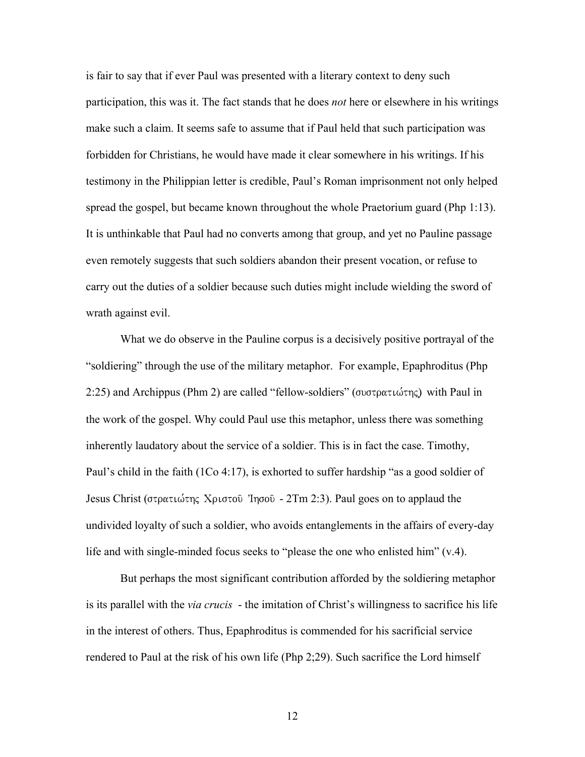is fair to say that if ever Paul was presented with a literary context to deny such participation, this was it. The fact stands that he does *not* here or elsewhere in his writings make such a claim. It seems safe to assume that if Paul held that such participation was forbidden for Christians, he would have made it clear somewhere in his writings. If his testimony in the Philippian letter is credible, Paul's Roman imprisonment not only helped spread the gospel, but became known throughout the whole Praetorium guard (Php 1:13). It is unthinkable that Paul had no converts among that group, and yet no Pauline passage even remotely suggests that such soldiers abandon their present vocation, or refuse to carry out the duties of a soldier because such duties might include wielding the sword of wrath against evil.

What we do observe in the Pauline corpus is a decisively positive portrayal of the "soldiering" through the use of the military metaphor. For example, Epaphroditus (Php 2:25) and Archippus (Phm 2) are called "fellow-soldiers" (συστρατιώτης) with Paul in the work of the gospel. Why could Paul use this metaphor, unless there was something inherently laudatory about the service of a soldier. This is in fact the case. Timothy, Paul's child in the faith (1Co 4:17), is exhorted to suffer hardship "as a good soldier of Jesus Christ (στρατιώτης Χριστοῦ Ἰησοῦ - 2Tm 2:3). Paul goes on to applaud the undivided loyalty of such a soldier, who avoids entanglements in the affairs of every-day life and with single-minded focus seeks to "please the one who enlisted him" (v.4).

But perhaps the most significant contribution afforded by the soldiering metaphor is its parallel with the *via crucis* - the imitation of Christ's willingness to sacrifice his life in the interest of others. Thus, Epaphroditus is commended for his sacrificial service rendered to Paul at the risk of his own life (Php 2;29). Such sacrifice the Lord himself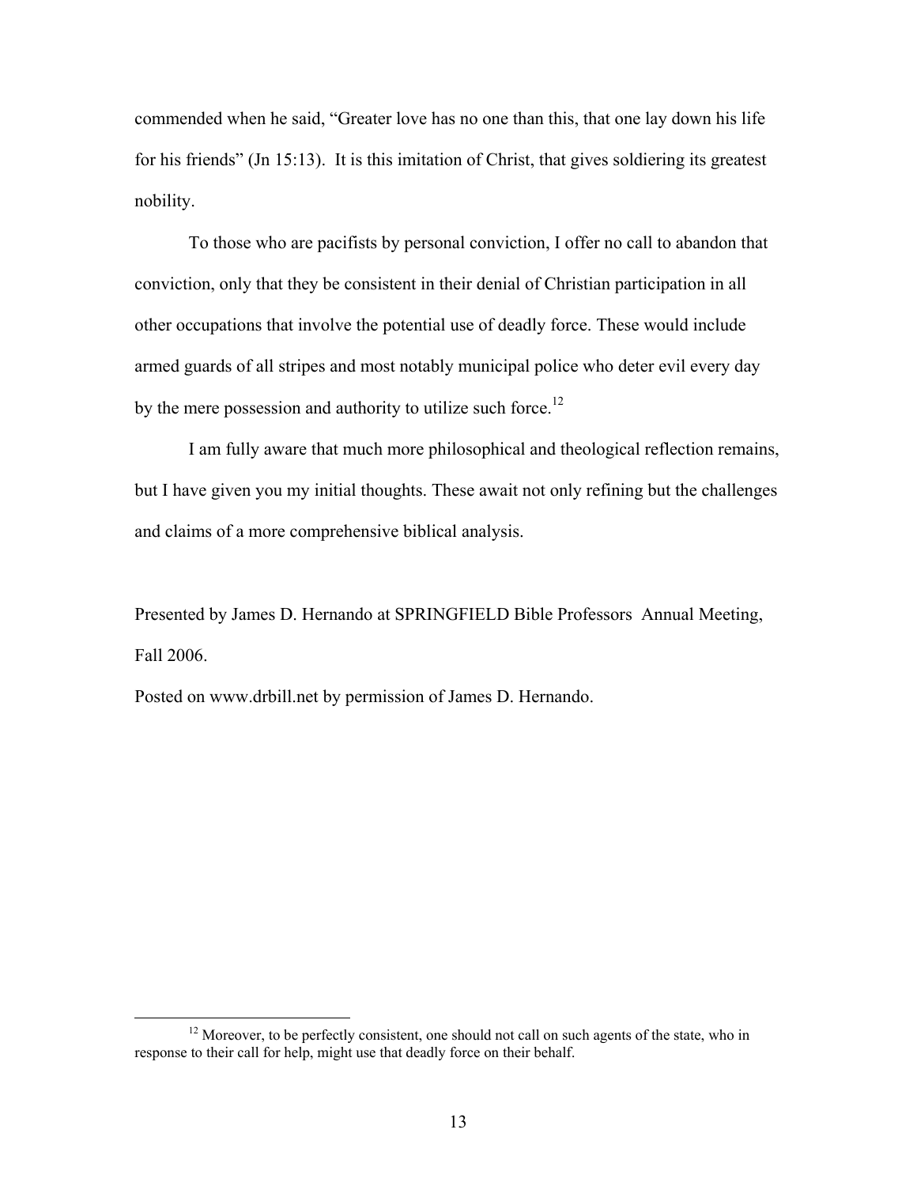commended when he said, "Greater love has no one than this, that one lay down his life for his friends" (Jn 15:13). It is this imitation of Christ, that gives soldiering its greatest nobility.

To those who are pacifists by personal conviction, I offer no call to abandon that conviction, only that they be consistent in their denial of Christian participation in all other occupations that involve the potential use of deadly force. These would include armed guards of all stripes and most notably municipal police who deter evil every day by the mere possession and authority to utilize such force.[12]

I am fully aware that much more philosophical and theological reflection remains, but I have given you my initial thoughts. These await not only refining but the challenges and claims of a more comprehensive biblical analysis.

Presented by James D. Hernando at SPRINGFIELD Bible Professors Annual Meeting, Fall 2006.

Posted on www.drbill.net by permission of James D. Hernando.

---

[12] Moreover, to be perfectly consistent, one should not call on such agents of the state, who in response to their call for help, might use that deadly force on their behalf.